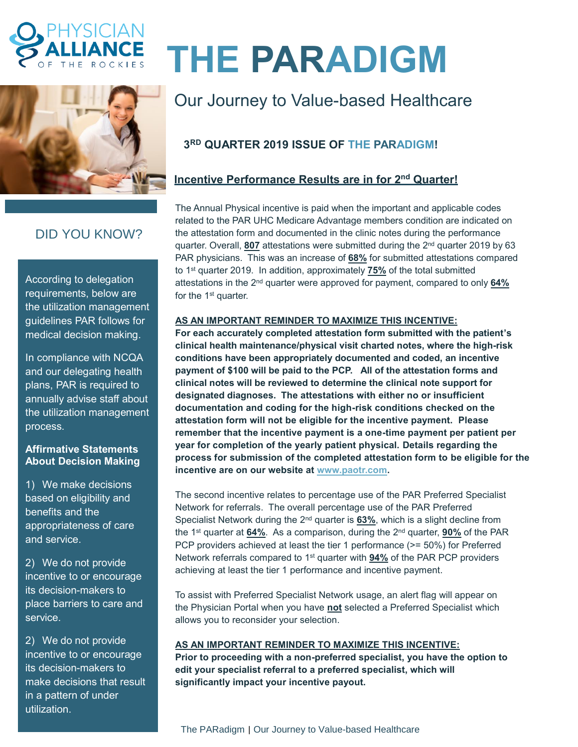PHYSICIAN ALLIANCE OF THE ROCKIES

# THE PARADIGM

## Our Journey to Value-based Healthcare

### 3RD QUARTER 2019 ISSUE OF THE PARADIGM!

### Incentive Performance Results are in for 2nd Quarter!

The Annual Physical incentive is paid when the important and applicable codes related to the PAR UHC Medicare Advantage members condition are indicated on the attestation form and documented in the clinic notes during the performance quarter. Overall, **807** attestations were submitted during the 2nd quarter 2019 by 63 PAR physicians. This was an increase of **68%** for submitted attestations compared to 1st quarter 2019. In addition, approximately **75%** of the total submitted attestations in the 2nd quarter were approved for payment, compared to only **64%** for the 1st quarter.

**AS AN IMPORTANT REMINDER TO MAXIMIZE THIS INCENTIVE:**

**For each accurately completed attestation form submitted with the patient's clinical health maintenance/physical visit charted notes, where the high-risk conditions have been appropriately documented and coded, an incentive payment of $100 will be paid to the PCP. All of the attestation forms and clinical notes will be reviewed to determine the clinical note support for designated diagnoses. The attestations with either no or insufficient documentation and coding for the high-risk conditions checked on the attestation form will not be eligible for the incentive payment. Please remember that the incentive payment is a one-time payment per patient per year for completion of the yearly patient physical. Details regarding the process for submission of the completed attestation form to be eligible for the incentive are on our website at www.paotr.com.**

The second incentive relates to percentage use of the PAR Preferred Specialist Network for referrals. The overall percentage use of the PAR Preferred Specialist Network during the 2nd quarter is **63%**, which is a slight decline from the 1st quarter at **64%**. As a comparison, during the 2nd quarter, **90%** of the PAR PCP providers achieved at least the tier 1 performance (>= 50%) for Preferred Network referrals compared to 1st quarter with **94%** of the PAR PCP providers achieving at least the tier 1 performance and incentive payment.

To assist with Preferred Specialist Network usage, an alert flag will appear on the Physician Portal when you have **not** selected a Preferred Specialist which allows you to reconsider your selection.

**AS AN IMPORTANT REMINDER TO MAXIMIZE THIS INCENTIVE:**

**Prior to proceeding with a non-preferred specialist, you have the option to edit your specialist referral to a preferred specialist, which will significantly impact your incentive payout.**

### DID YOU KNOW?

According to delegation requirements, below are the utilization management guidelines PAR follows for medical decision making.

In compliance with NCQA and our delegating health plans, PAR is required to annually advise staff about the utilization management process.

**Affirmative Statements About Decision Making**

1) We make decisions based on eligibility and benefits and the appropriateness of care and service.

2) We do not provide incentive to or encourage its decision-makers to place barriers to care and service.

2) We do not provide incentive to or encourage its decision-makers to make decisions that result in a pattern of under utilization.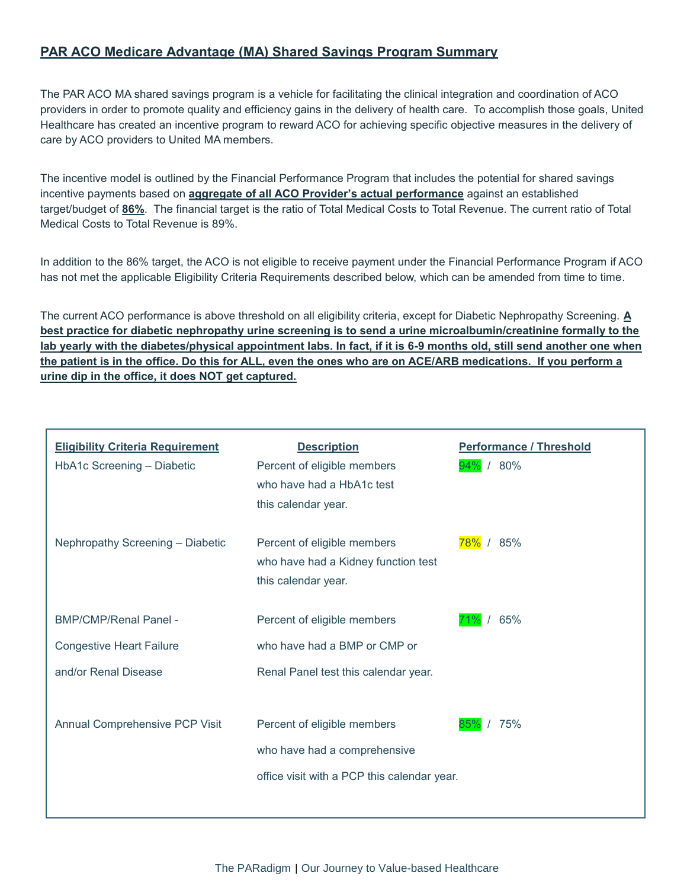## PAR ACO Medicare Advantage (MA) Shared Savings Program Summary

The PAR ACO MA shared savings program is a vehicle for facilitating the clinical integration and coordination of ACO providers in order to promote quality and efficiency gains in the delivery of health care. To accomplish those goals, United Healthcare has created an incentive program to reward ACO for achieving specific objective measures in the delivery of care by ACO providers to United MA members.

The incentive model is outlined by the Financial Performance Program that includes the potential for shared savings incentive payments based on **aggregate of all ACO Provider's actual performance** against an established target/budget of **86%**. The financial target is the ratio of Total Medical Costs to Total Revenue. The current ratio of Total Medical Costs to Total Revenue is 89%.

In addition to the 86% target, the ACO is not eligible to receive payment under the Financial Performance Program if ACO has not met the applicable Eligibility Criteria Requirements described below, which can be amended from time to time.

The current ACO performance is above threshold on all eligibility criteria, except for Diabetic Nephropathy Screening. **A best practice for diabetic nephropathy urine screening is to send a urine microalbumin/creatinine formally to the lab yearly with the diabetes/physical appointment labs. In fact, if it is 6-9 months old, still send another one when the patient is in the office. Do this for ALL, even the ones who are on ACE/ARB medications. If you perform a urine dip in the office, it does NOT get captured.**

| Eligibility Criteria Requirement | Description | Performance / Threshold |
|---|---|---|
| HbA1c Screening – Diabetic | Percent of eligible members who have had a HbA1c test this calendar year. | 94% / 80% |
| Nephropathy Screening – Diabetic | Percent of eligible members who have had a Kidney function test this calendar year. | 78% / 85% |
| BMP/CMP/Renal Panel - Congestive Heart Failure and/or Renal Disease | Percent of eligible members who have had a BMP or CMP or Renal Panel test this calendar year. | 71% / 65% |
| Annual Comprehensive PCP Visit | Percent of eligible members who have had a comprehensive office visit with a PCP this calendar year. | 85% / 75% |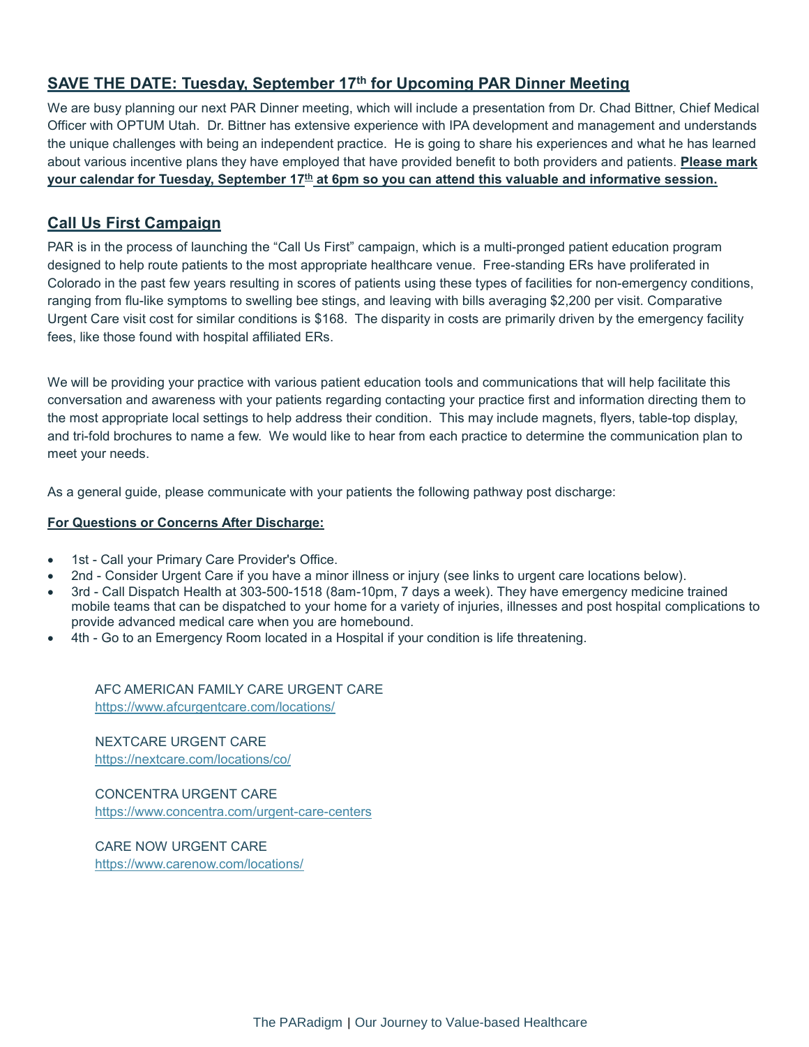## SAVE THE DATE: Tuesday, September 17th for Upcoming PAR Dinner Meeting

We are busy planning our next PAR Dinner meeting, which will include a presentation from Dr. Chad Bittner, Chief Medical Officer with OPTUM Utah. Dr. Bittner has extensive experience with IPA development and management and understands the unique challenges with being an independent practice. He is going to share his experiences and what he has learned about various incentive plans they have employed that have provided benefit to both providers and patients. **Please mark your calendar for Tuesday, September 17th at 6pm so you can attend this valuable and informative session.**

## Call Us First Campaign

PAR is in the process of launching the "Call Us First" campaign, which is a multi-pronged patient education program designed to help route patients to the most appropriate healthcare venue. Free-standing ERs have proliferated in Colorado in the past few years resulting in scores of patients using these types of facilities for non-emergency conditions, ranging from flu-like symptoms to swelling bee stings, and leaving with bills averaging $2,200 per visit. Comparative Urgent Care visit cost for similar conditions is $168. The disparity in costs are primarily driven by the emergency facility fees, like those found with hospital affiliated ERs.

We will be providing your practice with various patient education tools and communications that will help facilitate this conversation and awareness with your patients regarding contacting your practice first and information directing them to the most appropriate local settings to help address their condition. This may include magnets, flyers, table-top display, and tri-fold brochures to name a few. We would like to hear from each practice to determine the communication plan to meet your needs.

As a general guide, please communicate with your patients the following pathway post discharge:

**For Questions or Concerns After Discharge:**

- 1st - Call your Primary Care Provider's Office.
- 2nd - Consider Urgent Care if you have a minor illness or injury (see links to urgent care locations below).
- 3rd - Call Dispatch Health at 303-500-1518 (8am-10pm, 7 days a week). They have emergency medicine trained mobile teams that can be dispatched to your home for a variety of injuries, illnesses and post hospital complications to provide advanced medical care when you are homebound.
- 4th - Go to an Emergency Room located in a Hospital if your condition is life threatening.

AFC AMERICAN FAMILY CARE URGENT CARE
https://www.afcurgentcare.com/locations/

NEXTCARE URGENT CARE
https://nextcare.com/locations/co/

CONCENTRA URGENT CARE
https://www.concentra.com/urgent-care-centers

CARE NOW URGENT CARE
https://www.carenow.com/locations/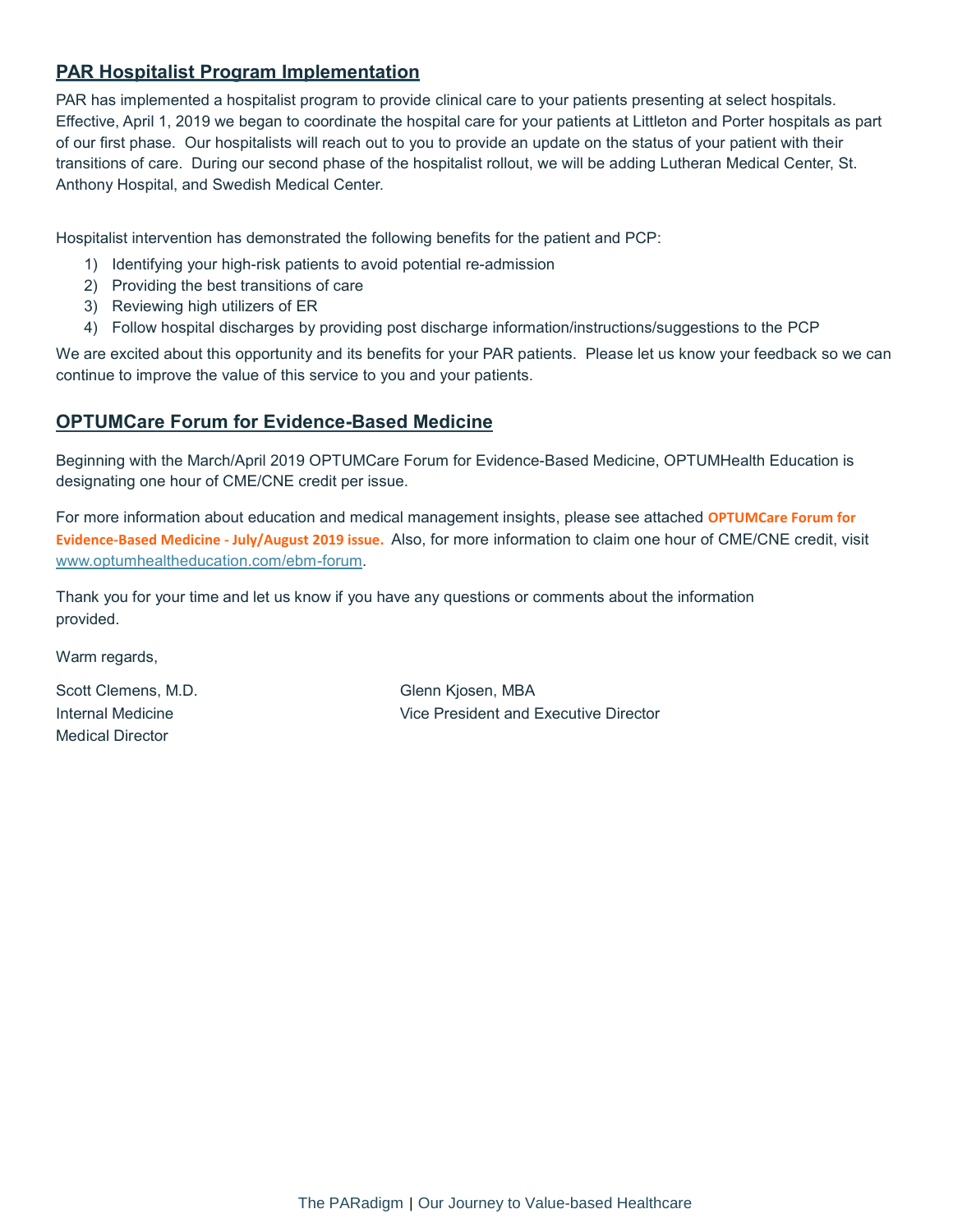## PAR Hospitalist Program Implementation

PAR has implemented a hospitalist program to provide clinical care to your patients presenting at select hospitals. Effective, April 1, 2019 we began to coordinate the hospital care for your patients at Littleton and Porter hospitals as part of our first phase. Our hospitalists will reach out to you to provide an update on the status of your patient with their transitions of care. During our second phase of the hospitalist rollout, we will be adding Lutheran Medical Center, St. Anthony Hospital, and Swedish Medical Center.

Hospitalist intervention has demonstrated the following benefits for the patient and PCP:

1) Identifying your high-risk patients to avoid potential re-admission
2) Providing the best transitions of care
3) Reviewing high utilizers of ER
4) Follow hospital discharges by providing post discharge information/instructions/suggestions to the PCP

We are excited about this opportunity and its benefits for your PAR patients. Please let us know your feedback so we can continue to improve the value of this service to you and your patients.

## OPTUMCare Forum for Evidence-Based Medicine

Beginning with the March/April 2019 OPTUMCare Forum for Evidence-Based Medicine, OPTUMHealth Education is designating one hour of CME/CNE credit per issue.

For more information about education and medical management insights, please see attached **OPTUMCare Forum for Evidence-Based Medicine - July/August 2019 issue.** Also, for more information to claim one hour of CME/CNE credit, visit www.optumhealtheducation.com/ebm-forum.

Thank you for your time and let us know if you have any questions or comments about the information provided.

Warm regards,

Scott Clemens, M.D.
Internal Medicine
Medical Director

Glenn Kjosen, MBA
Vice President and Executive Director